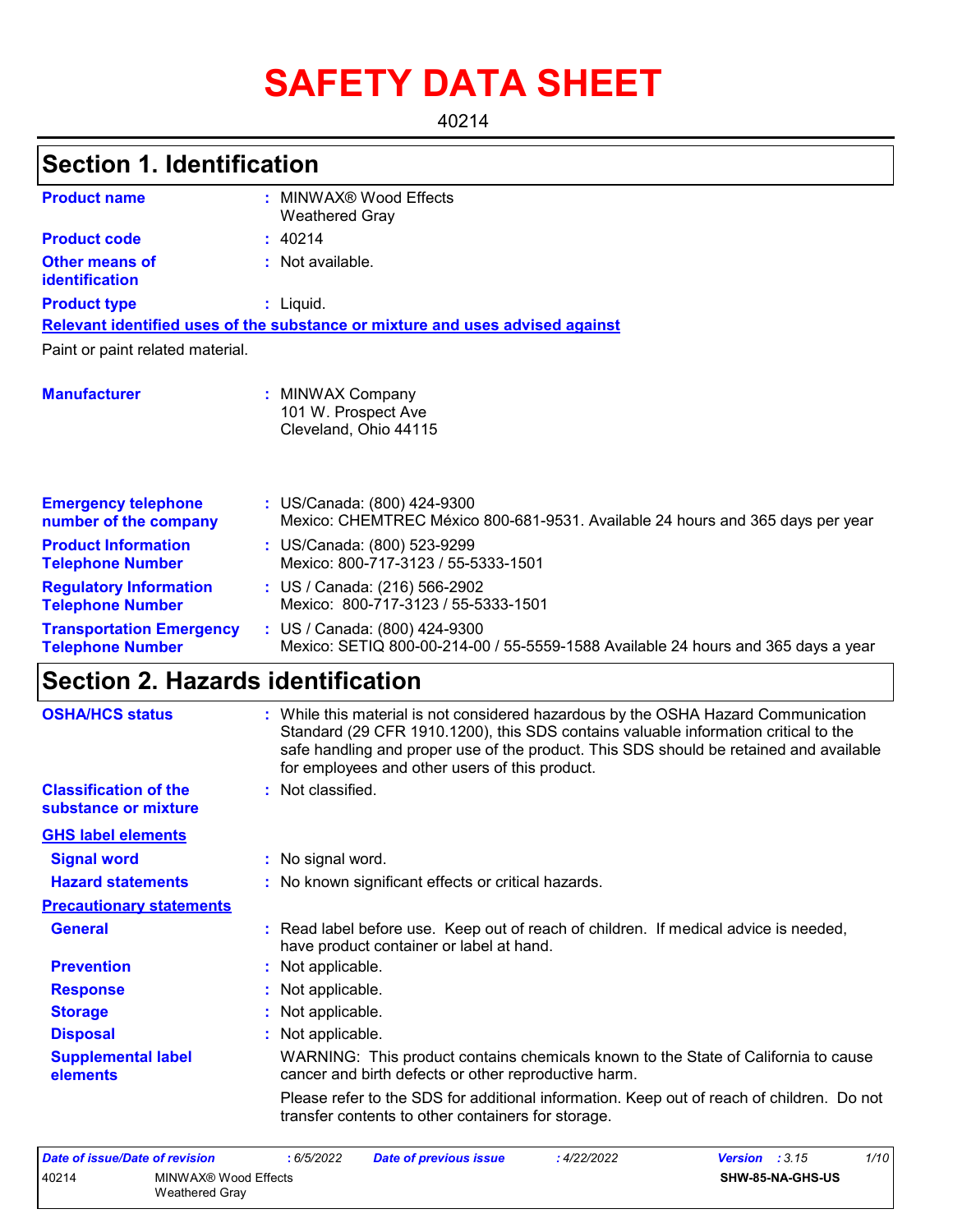# SAFETY DATA SHEET

40214

## Section 1. Identification

| | | |
|---|---|---|
| **Product name** | : | MINWAX® Wood Effects Weathered Gray |
| **Product code** | : | 40214 |
| **Other means of identification** | : | Not available. |
| **Product type** | : | Liquid. |

**Relevant identified uses of the substance or mixture and uses advised against**

Paint or paint related material.

| | | |
|---|---|---|
| **Manufacturer** | : | MINWAX Company<br>101 W. Prospect Ave<br>Cleveland, Ohio 44115 |
| **Emergency telephone number of the company** | : | US/Canada: (800) 424-9300<br>Mexico: CHEMTREC México 800-681-9531. Available 24 hours and 365 days per year |
| **Product Information Telephone Number** | : | US/Canada: (800) 523-9299<br>Mexico: 800-717-3123 / 55-5333-1501 |
| **Regulatory Information Telephone Number** | : | US / Canada: (216) 566-2902<br>Mexico: 800-717-3123 / 55-5333-1501 |
| **Transportation Emergency Telephone Number** | : | US / Canada: (800) 424-9300<br>Mexico: SETIQ 800-00-214-00 / 55-5559-1588 Available 24 hours and 365 days a year |

## Section 2. Hazards identification

| | | |
|---|---|---|
| **OSHA/HCS status** | : | While this material is not considered hazardous by the OSHA Hazard Communication Standard (29 CFR 1910.1200), this SDS contains valuable information critical to the safe handling and proper use of the product. This SDS should be retained and available for employees and other users of this product. |
| **Classification of the substance or mixture** | : | Not classified. |

**GHS label elements**

| | | |
|---|---|---|
| **Signal word** | : | No signal word. |
| **Hazard statements** | : | No known significant effects or critical hazards. |

**Precautionary statements**

| | | |
|---|---|---|
| **General** | : | Read label before use. Keep out of reach of children. If medical advice is needed, have product container or label at hand. |
| **Prevention** | : | Not applicable. |
| **Response** | : | Not applicable. |
| **Storage** | : | Not applicable. |
| **Disposal** | : | Not applicable. |
| **Supplemental label elements** | | WARNING: This product contains chemicals known to the State of California to cause cancer and birth defects or other reproductive harm.<br><br>Please refer to the SDS for additional information. Keep out of reach of children. Do not transfer contents to other containers for storage. |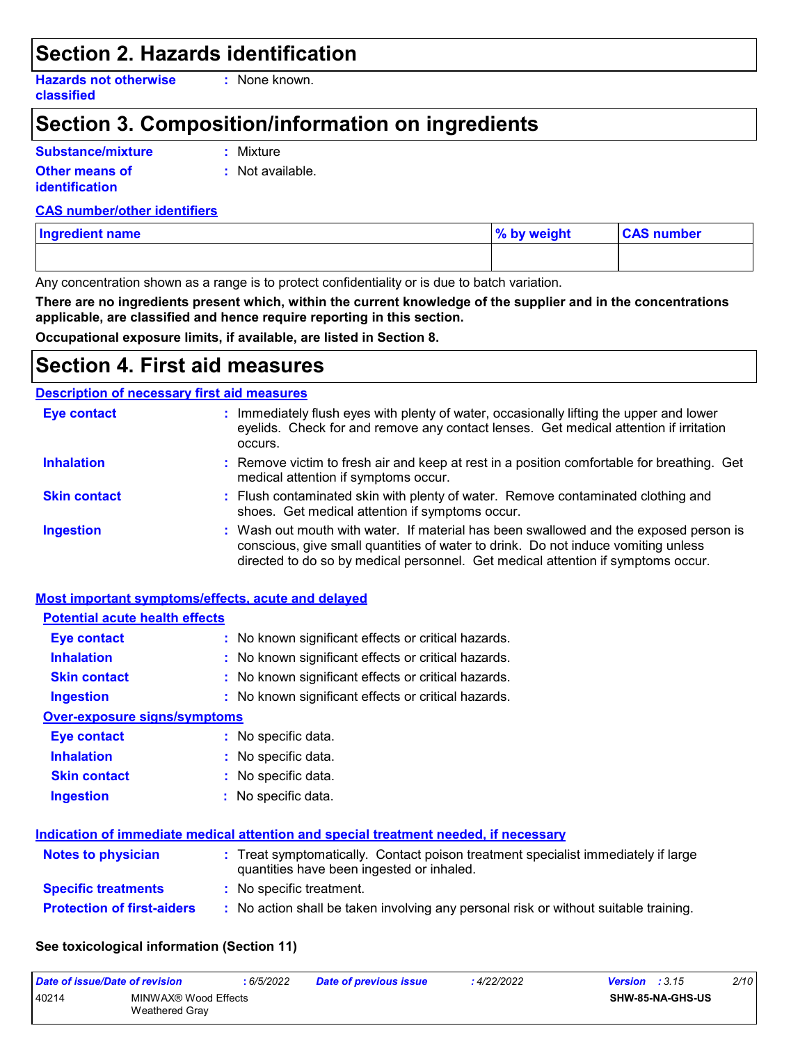## Section 2. Hazards identification

**Hazards not otherwise classified** : None known.

## Section 3. Composition/information on ingredients

**Substance/mixture** : Mixture

**Other means of identification** : Not available.

**CAS number/other identifiers**

| Ingredient name | % by weight | CAS number |
|---|---|---|
| | | |

Any concentration shown as a range is to protect confidentiality or is due to batch variation.

**There are no ingredients present which, within the current knowledge of the supplier and in the concentrations applicable, are classified and hence require reporting in this section.**

**Occupational exposure limits, if available, are listed in Section 8.**

## Section 4. First aid measures

**Description of necessary first aid measures**

**Eye contact** : Immediately flush eyes with plenty of water, occasionally lifting the upper and lower eyelids. Check for and remove any contact lenses. Get medical attention if irritation occurs.

**Inhalation** : Remove victim to fresh air and keep at rest in a position comfortable for breathing. Get medical attention if symptoms occur.

**Skin contact** : Flush contaminated skin with plenty of water. Remove contaminated clothing and shoes. Get medical attention if symptoms occur.

**Ingestion** : Wash out mouth with water. If material has been swallowed and the exposed person is conscious, give small quantities of water to drink. Do not induce vomiting unless directed to do so by medical personnel. Get medical attention if symptoms occur.

**Most important symptoms/effects, acute and delayed**

**Potential acute health effects**

**Eye contact** : No known significant effects or critical hazards.

**Inhalation** : No known significant effects or critical hazards.

**Skin contact** : No known significant effects or critical hazards.

**Ingestion** : No known significant effects or critical hazards.

**Over-exposure signs/symptoms**

**Eye contact** : No specific data.

**Inhalation** : No specific data.

**Skin contact** : No specific data.

**Ingestion** : No specific data.

**Indication of immediate medical attention and special treatment needed, if necessary**

**Notes to physician** : Treat symptomatically. Contact poison treatment specialist immediately if large quantities have been ingested or inhaled.

**Specific treatments** : No specific treatment.

**Protection of first-aiders** : No action shall be taken involving any personal risk or without suitable training.

**See toxicological information (Section 11)**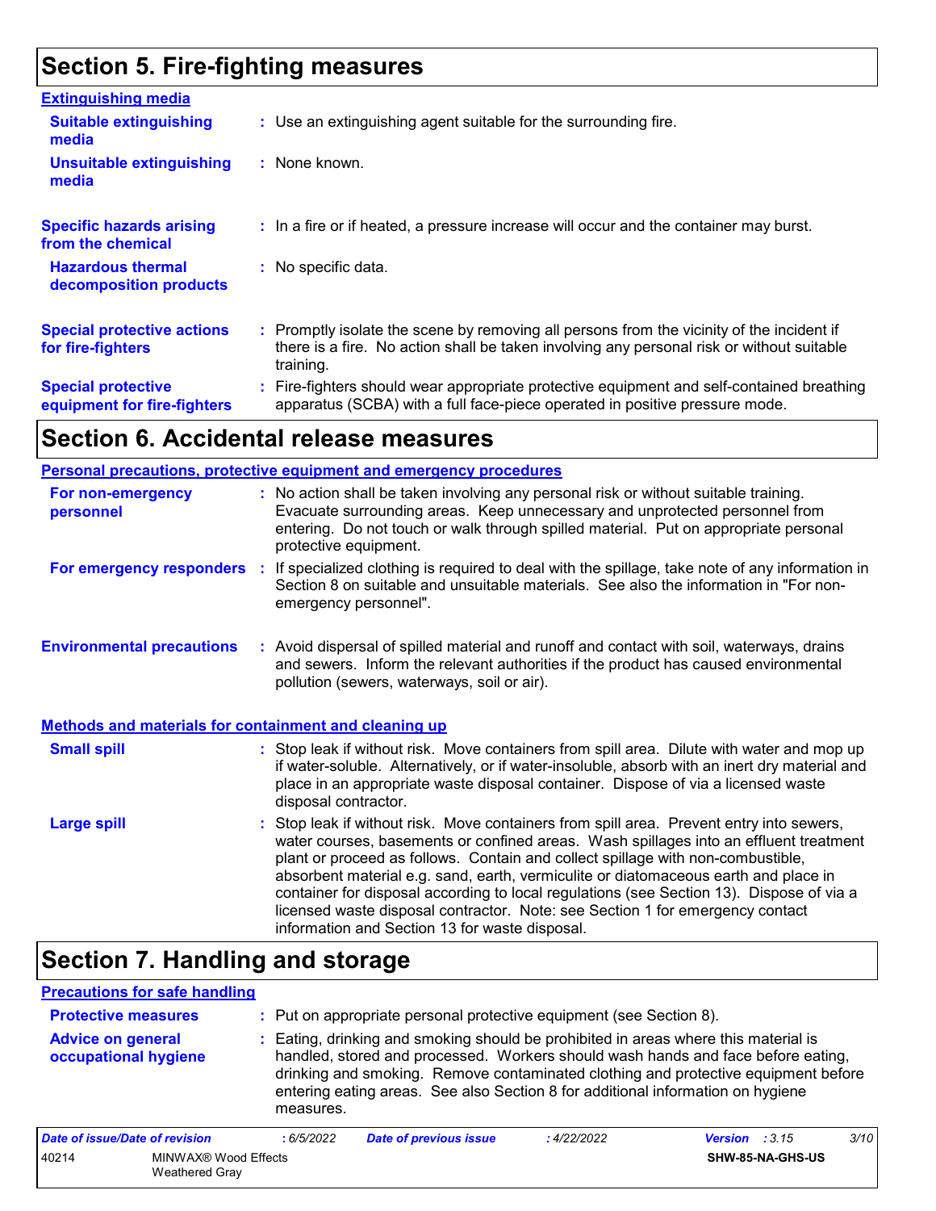# Section 5. Fire-fighting measures

### Extinguishing media

**Suitable extinguishing media** : Use an extinguishing agent suitable for the surrounding fire.

**Unsuitable extinguishing media** : None known.

**Specific hazards arising from the chemical** : In a fire or if heated, a pressure increase will occur and the container may burst.

**Hazardous thermal decomposition products** : No specific data.

**Special protective actions for fire-fighters** : Promptly isolate the scene by removing all persons from the vicinity of the incident if there is a fire. No action shall be taken involving any personal risk or without suitable training.

**Special protective equipment for fire-fighters** : Fire-fighters should wear appropriate protective equipment and self-contained breathing apparatus (SCBA) with a full face-piece operated in positive pressure mode.

# Section 6. Accidental release measures

### Personal precautions, protective equipment and emergency procedures

**For non-emergency personnel** : No action shall be taken involving any personal risk or without suitable training. Evacuate surrounding areas. Keep unnecessary and unprotected personnel from entering. Do not touch or walk through spilled material. Put on appropriate personal protective equipment.

**For emergency responders** : If specialized clothing is required to deal with the spillage, take note of any information in Section 8 on suitable and unsuitable materials. See also the information in "For non-emergency personnel".

**Environmental precautions** : Avoid dispersal of spilled material and runoff and contact with soil, waterways, drains and sewers. Inform the relevant authorities if the product has caused environmental pollution (sewers, waterways, soil or air).

### Methods and materials for containment and cleaning up

**Small spill** : Stop leak if without risk. Move containers from spill area. Dilute with water and mop up if water-soluble. Alternatively, or if water-insoluble, absorb with an inert dry material and place in an appropriate waste disposal container. Dispose of via a licensed waste disposal contractor.

**Large spill** : Stop leak if without risk. Move containers from spill area. Prevent entry into sewers, water courses, basements or confined areas. Wash spillages into an effluent treatment plant or proceed as follows. Contain and collect spillage with non-combustible, absorbent material e.g. sand, earth, vermiculite or diatomaceous earth and place in container for disposal according to local regulations (see Section 13). Dispose of via a licensed waste disposal contractor. Note: see Section 1 for emergency contact information and Section 13 for waste disposal.

# Section 7. Handling and storage

### Precautions for safe handling

**Protective measures** : Put on appropriate personal protective equipment (see Section 8).

**Advice on general occupational hygiene** : Eating, drinking and smoking should be prohibited in areas where this material is handled, stored and processed. Workers should wash hands and face before eating, drinking and smoking. Remove contaminated clothing and protective equipment before entering eating areas. See also Section 8 for additional information on hygiene measures.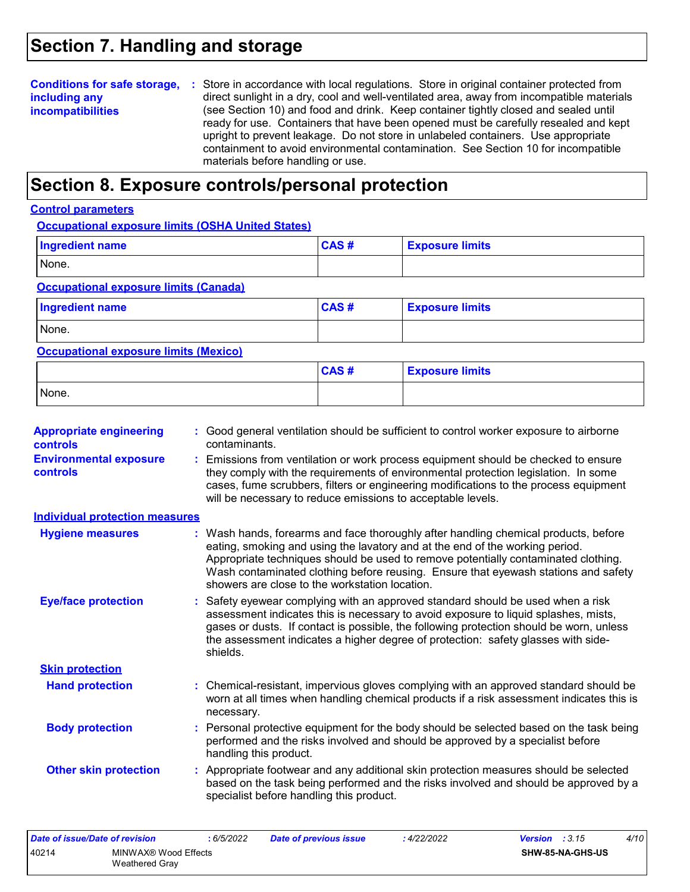# Section 7. Handling and storage

**Conditions for safe storage, including any incompatibilities** : Store in accordance with local regulations. Store in original container protected from direct sunlight in a dry, cool and well-ventilated area, away from incompatible materials (see Section 10) and food and drink. Keep container tightly closed and sealed until ready for use. Containers that have been opened must be carefully resealed and kept upright to prevent leakage. Do not store in unlabeled containers. Use appropriate containment to avoid environmental contamination. See Section 10 for incompatible materials before handling or use.

# Section 8. Exposure controls/personal protection

## Control parameters

### Occupational exposure limits (OSHA United States)

| Ingredient name | CAS # | Exposure limits |
|---|---|---|
| None. | | |

### Occupational exposure limits (Canada)

| Ingredient name | CAS # | Exposure limits |
|---|---|---|
| None. | | |

### Occupational exposure limits (Mexico)

| | CAS # | Exposure limits |
|---|---|---|
| None. | | |

**Appropriate engineering controls** : Good general ventilation should be sufficient to control worker exposure to airborne contaminants.

**Environmental exposure controls** : Emissions from ventilation or work process equipment should be checked to ensure they comply with the requirements of environmental protection legislation. In some cases, fume scrubbers, filters or engineering modifications to the process equipment will be necessary to reduce emissions to acceptable levels.

## Individual protection measures

**Hygiene measures** : Wash hands, forearms and face thoroughly after handling chemical products, before eating, smoking and using the lavatory and at the end of the working period. Appropriate techniques should be used to remove potentially contaminated clothing. Wash contaminated clothing before reusing. Ensure that eyewash stations and safety showers are close to the workstation location.

**Eye/face protection** : Safety eyewear complying with an approved standard should be used when a risk assessment indicates this is necessary to avoid exposure to liquid splashes, mists, gases or dusts. If contact is possible, the following protection should be worn, unless the assessment indicates a higher degree of protection: safety glasses with side-shields.

### Skin protection

**Hand protection** : Chemical-resistant, impervious gloves complying with an approved standard should be worn at all times when handling chemical products if a risk assessment indicates this is necessary.

**Body protection** : Personal protective equipment for the body should be selected based on the task being performed and the risks involved and should be approved by a specialist before handling this product.

**Other skin protection** : Appropriate footwear and any additional skin protection measures should be selected based on the task being performed and the risks involved and should be approved by a specialist before handling this product.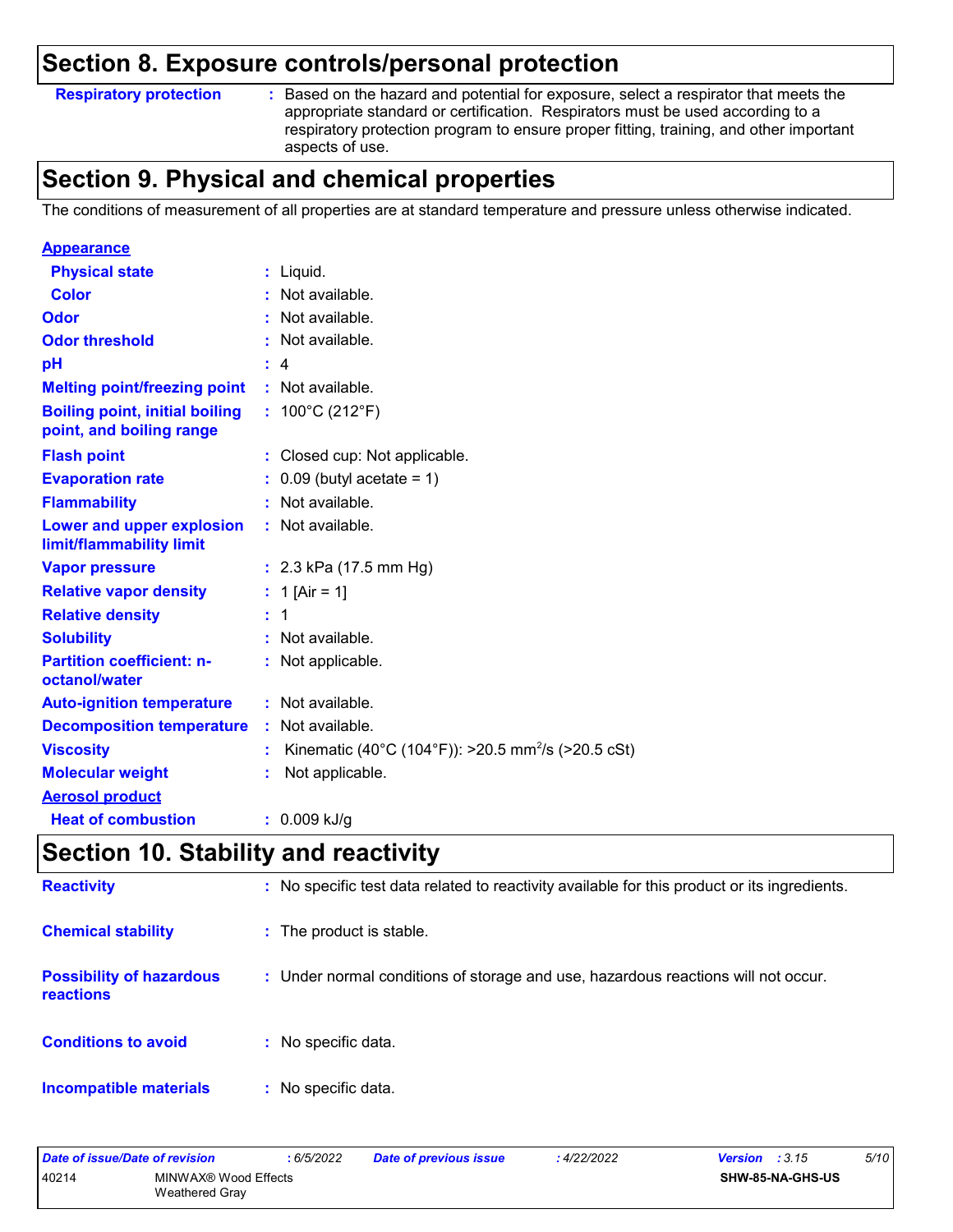## Section 8. Exposure controls/personal protection

| | | |
|---|---|---|
| **Respiratory protection** | : | Based on the hazard and potential for exposure, select a respirator that meets the appropriate standard or certification. Respirators must be used according to a respiratory protection program to ensure proper fitting, training, and other important aspects of use. |

## Section 9. Physical and chemical properties

The conditions of measurement of all properties are at standard temperature and pressure unless otherwise indicated.

| | | |
|---|---|---|
| **Appearance** | | |
| **Physical state** | : | Liquid. |
| **Color** | : | Not available. |
| **Odor** | : | Not available. |
| **Odor threshold** | : | Not available. |
| **pH** | : | 4 |
| **Melting point/freezing point** | : | Not available. |
| **Boiling point, initial boiling point, and boiling range** | : | 100°C (212°F) |
| **Flash point** | : | Closed cup: Not applicable. |
| **Evaporation rate** | : | 0.09 (butyl acetate = 1) |
| **Flammability** | : | Not available. |
| **Lower and upper explosion limit/flammability limit** | : | Not available. |
| **Vapor pressure** | : | 2.3 kPa (17.5 mm Hg) |
| **Relative vapor density** | : | 1 [Air = 1] |
| **Relative density** | : | 1 |
| **Solubility** | : | Not available. |
| **Partition coefficient: n-octanol/water** | : | Not applicable. |
| **Auto-ignition temperature** | : | Not available. |
| **Decomposition temperature** | : | Not available. |
| **Viscosity** | : | Kinematic (40°C (104°F)): >20.5 $mm^2/s$ (>20.5 cSt) |
| **Molecular weight** | : | Not applicable. |
| **Aerosol product** | | |
| **Heat of combustion** | : | 0.009 kJ/g |

## Section 10. Stability and reactivity

| | | |
|---|---|---|
| **Reactivity** | : | No specific test data related to reactivity available for this product or its ingredients. |
| **Chemical stability** | : | The product is stable. |
| **Possibility of hazardous reactions** | : | Under normal conditions of storage and use, hazardous reactions will not occur. |
| **Conditions to avoid** | : | No specific data. |
| **Incompatible materials** | : | No specific data. |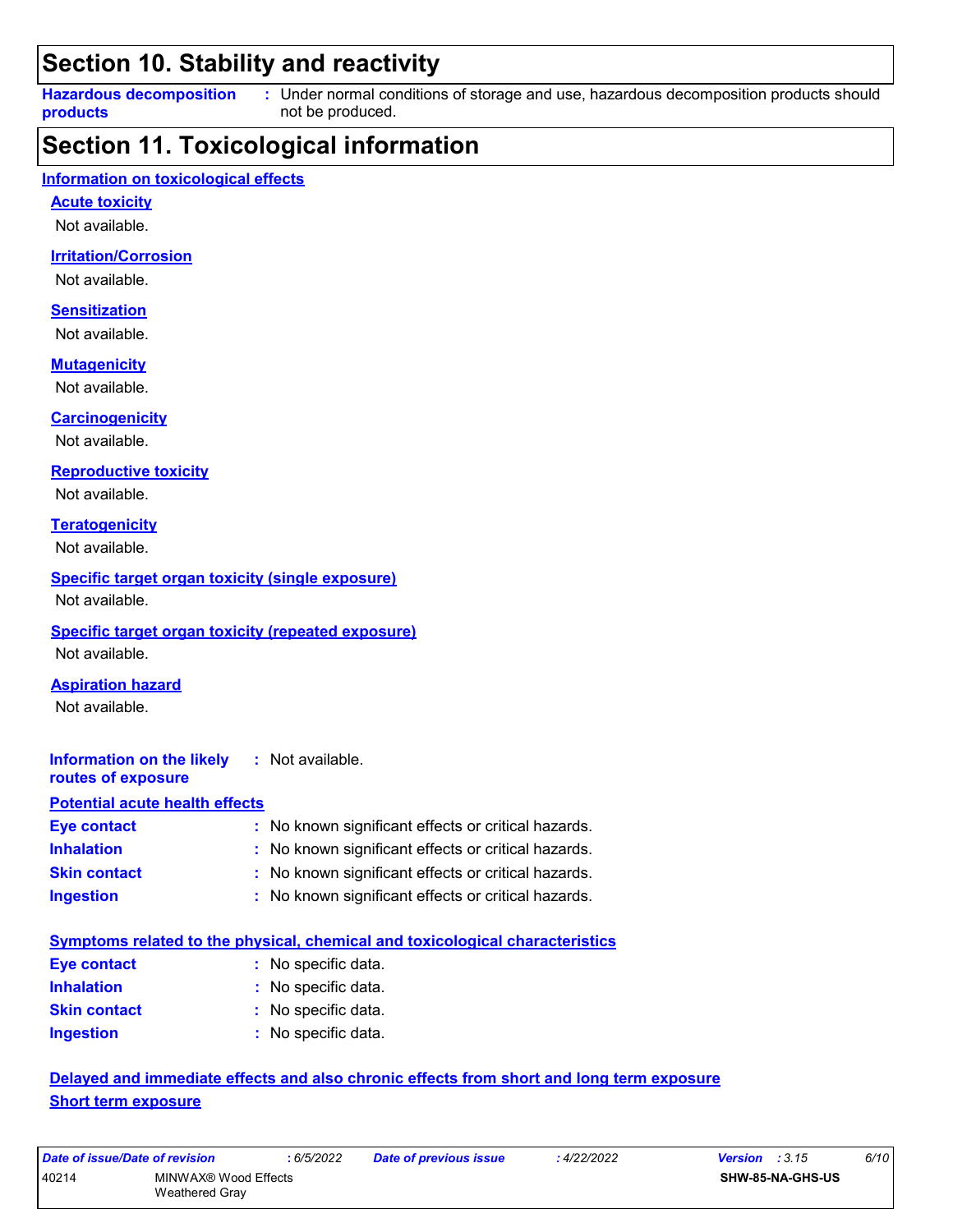## Section 10. Stability and reactivity

**Hazardous decomposition products** : Under normal conditions of storage and use, hazardous decomposition products should not be produced.

## Section 11. Toxicological information

### Information on toxicological effects

#### Acute toxicity

Not available.

#### Irritation/Corrosion

Not available.

#### Sensitization

Not available.

#### Mutagenicity

Not available.

#### Carcinogenicity

Not available.

#### Reproductive toxicity

Not available.

#### Teratogenicity

Not available.

#### Specific target organ toxicity (single exposure)

Not available.

#### Specific target organ toxicity (repeated exposure)

Not available.

#### Aspiration hazard

Not available.

**Information on the likely routes of exposure** : Not available.

#### Potential acute health effects

**Eye contact** : No known significant effects or critical hazards.
**Inhalation** : No known significant effects or critical hazards.
**Skin contact** : No known significant effects or critical hazards.
**Ingestion** : No known significant effects or critical hazards.

#### Symptoms related to the physical, chemical and toxicological characteristics

**Eye contact** : No specific data.
**Inhalation** : No specific data.
**Skin contact** : No specific data.
**Ingestion** : No specific data.

#### Delayed and immediate effects and also chronic effects from short and long term exposure

#### Short term exposure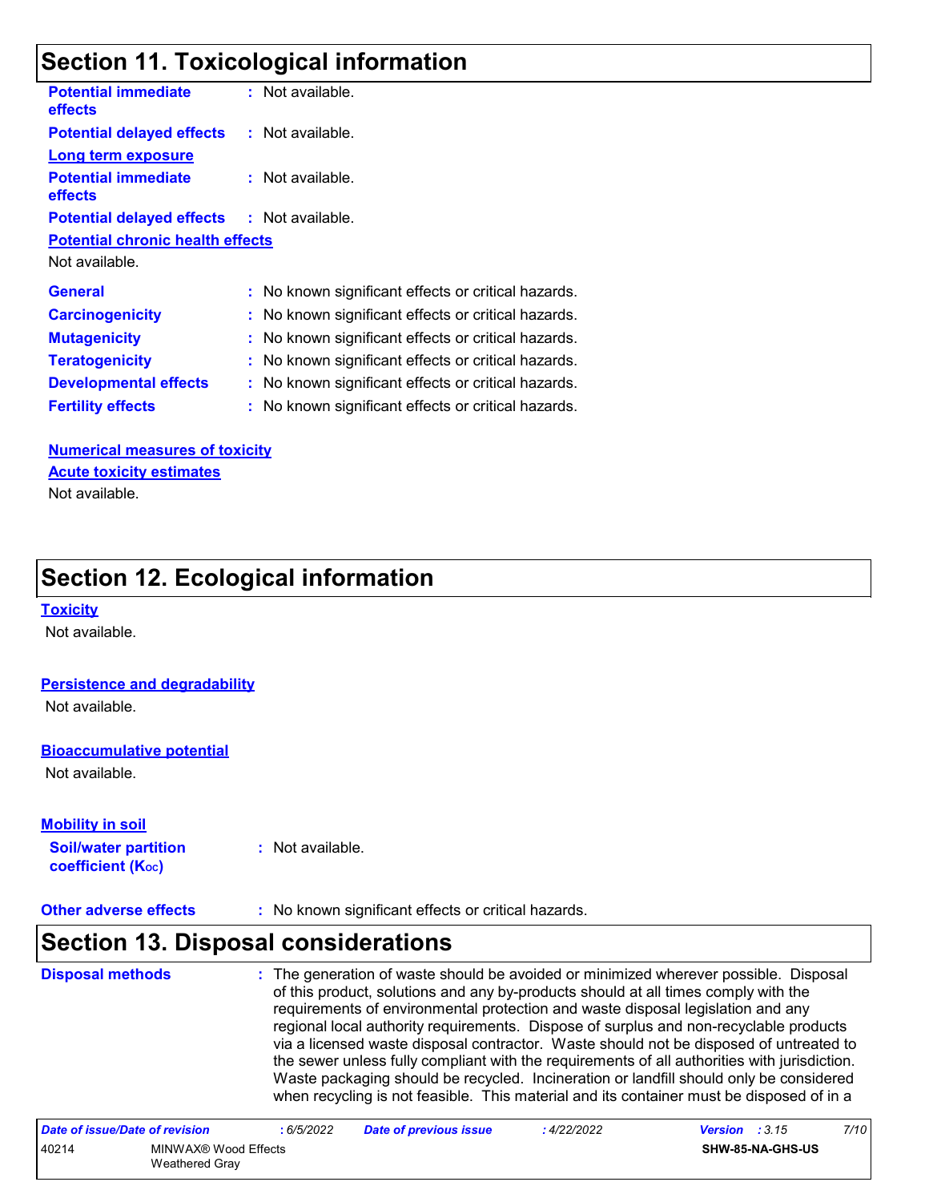## Section 11. Toxicological information

**Potential immediate effects** : Not available.

**Potential delayed effects** : Not available.

**Long term exposure**

**Potential immediate effects** : Not available.

**Potential delayed effects** : Not available.

**Potential chronic health effects**

Not available.

**General** : No known significant effects or critical hazards.

**Carcinogenicity** : No known significant effects or critical hazards.

**Mutagenicity** : No known significant effects or critical hazards.

**Teratogenicity** : No known significant effects or critical hazards.

**Developmental effects** : No known significant effects or critical hazards.

**Fertility effects** : No known significant effects or critical hazards.

**Numerical measures of toxicity**

**Acute toxicity estimates**

Not available.

## Section 12. Ecological information

**Toxicity**

Not available.

**Persistence and degradability**

Not available.

**Bioaccumulative potential**

Not available.

**Mobility in soil**

**Soil/water partition coefficient ($K_{OC}$)** : Not available.

**Other adverse effects** : No known significant effects or critical hazards.

## Section 13. Disposal considerations

**Disposal methods** : The generation of waste should be avoided or minimized wherever possible. Disposal of this product, solutions and any by-products should at all times comply with the requirements of environmental protection and waste disposal legislation and any regional local authority requirements. Dispose of surplus and non-recyclable products via a licensed waste disposal contractor. Waste should not be disposed of untreated to the sewer unless fully compliant with the requirements of all authorities with jurisdiction. Waste packaging should be recycled. Incineration or landfill should only be considered when recycling is not feasible. This material and its container must be disposed of in a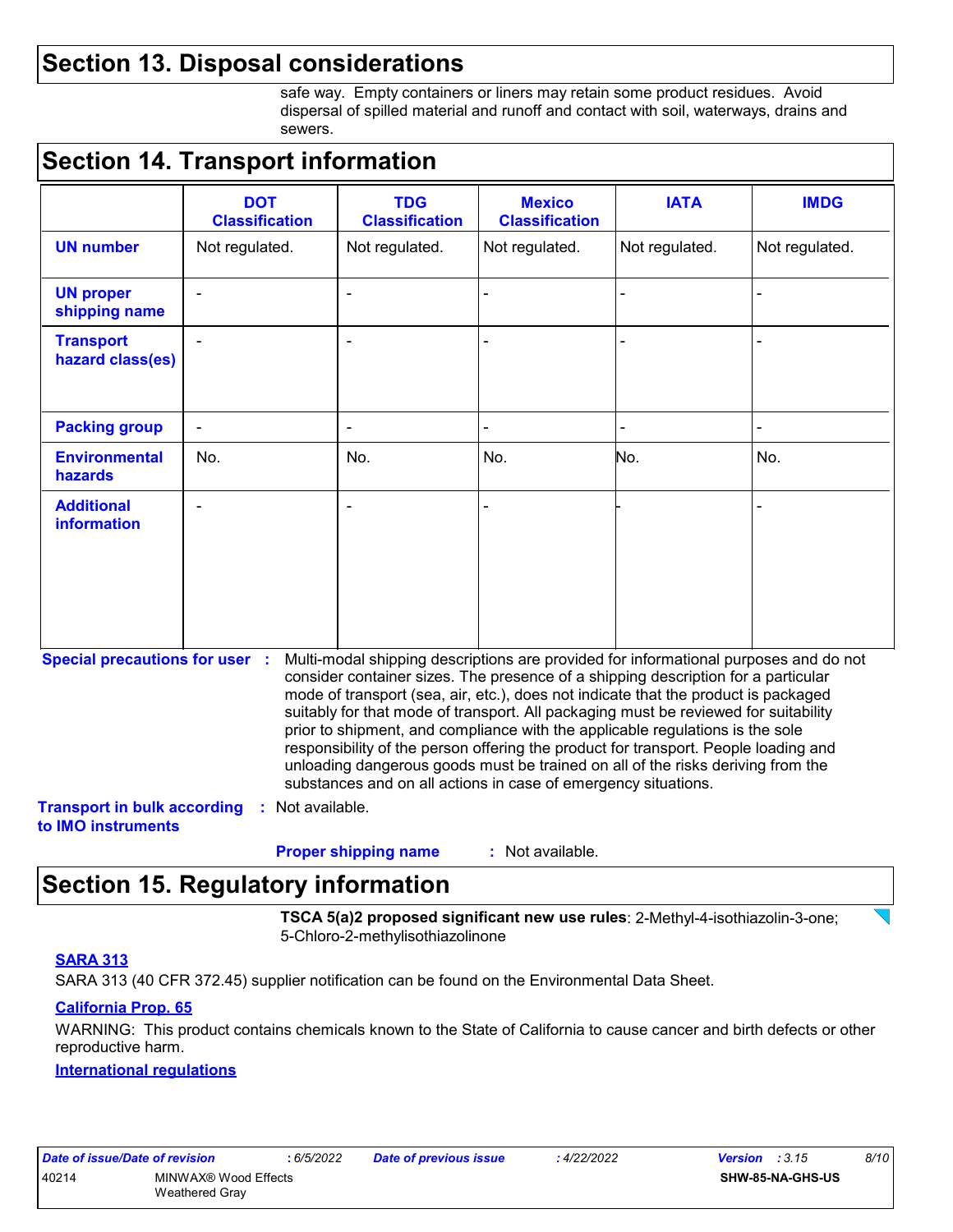## Section 13. Disposal considerations

safe way. Empty containers or liners may retain some product residues. Avoid dispersal of spilled material and runoff and contact with soil, waterways, drains and sewers.

## Section 14. Transport information

| | DOT Classification | TDG Classification | Mexico Classification | IATA | IMDG |
|---|---|---|---|---|---|
| **UN number** | Not regulated. | Not regulated. | Not regulated. | Not regulated. | Not regulated. |
| **UN proper shipping name** | - | - | - | - | - |
| **Transport hazard class(es)** | - | - | - | - | - |
| **Packing group** | - | - | - | - | - |
| **Environmental hazards** | No. | No. | No. | No. | No. |
| **Additional information** | - | - | - | - | - |

**Special precautions for user** : Multi-modal shipping descriptions are provided for informational purposes and do not consider container sizes. The presence of a shipping description for a particular mode of transport (sea, air, etc.), does not indicate that the product is packaged suitably for that mode of transport. All packaging must be reviewed for suitability prior to shipment, and compliance with the applicable regulations is the sole responsibility of the person offering the product for transport. People loading and unloading dangerous goods must be trained on all of the risks deriving from the substances and on all actions in case of emergency situations.

**Transport in bulk according to IMO instruments** : Not available.

**Proper shipping name** : Not available.

## Section 15. Regulatory information

**TSCA 5(a)2 proposed significant new use rules**: 2-Methyl-4-isothiazolin-3-one; 5-Chloro-2-methylisothiazolinone

**SARA 313**

SARA 313 (40 CFR 372.45) supplier notification can be found on the Environmental Data Sheet.

**California Prop. 65**

WARNING: This product contains chemicals known to the State of California to cause cancer and birth defects or other reproductive harm.

**International regulations**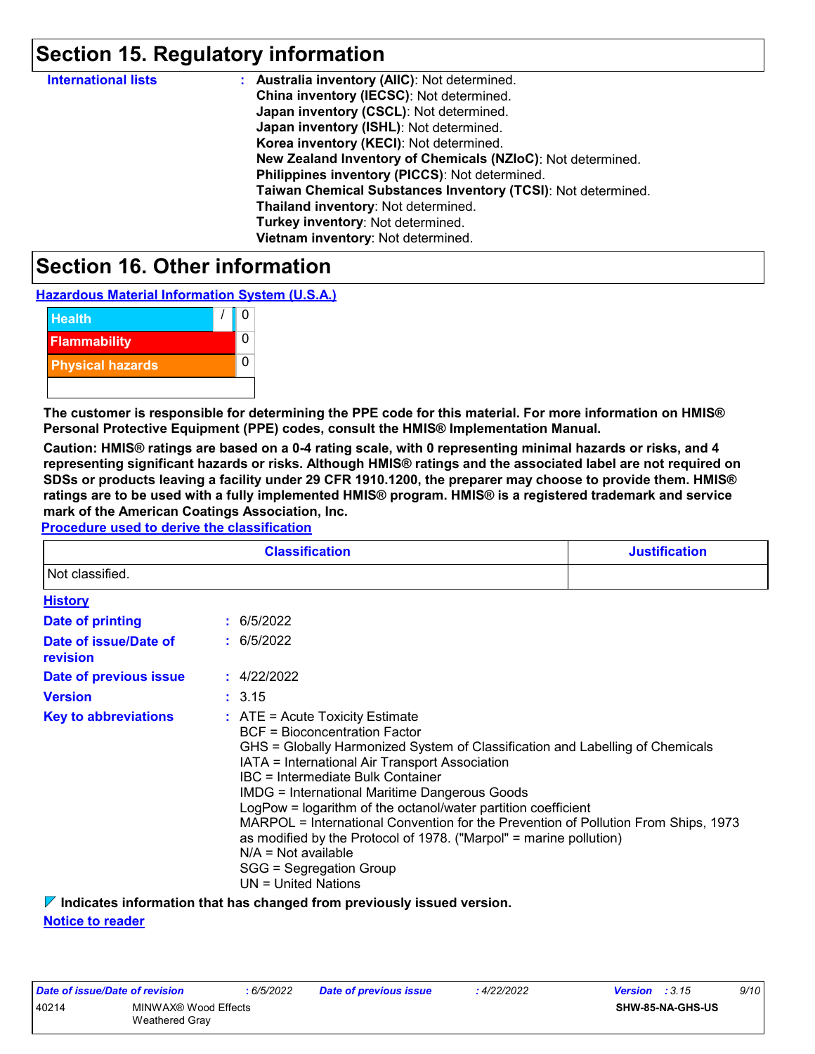## Section 15. Regulatory information

**International lists** : **Australia inventory (AIIC)**: Not determined.
**China inventory (IECSC)**: Not determined.
**Japan inventory (CSCL)**: Not determined.
**Japan inventory (ISHL)**: Not determined.
**Korea inventory (KECI)**: Not determined.
**New Zealand Inventory of Chemicals (NZIoC)**: Not determined.
**Philippines inventory (PICCS)**: Not determined.
**Taiwan Chemical Substances Inventory (TCSI)**: Not determined.
**Thailand inventory**: Not determined.
**Turkey inventory**: Not determined.
**Vietnam inventory**: Not determined.

## Section 16. Other information

**Hazardous Material Information System (U.S.A.)**

| | |
|---|---|
| Health | / 0 |
| Flammability | 0 |
| Physical hazards | 0 |
| | |

**The customer is responsible for determining the PPE code for this material. For more information on HMIS® Personal Protective Equipment (PPE) codes, consult the HMIS® Implementation Manual.**

**Caution: HMIS® ratings are based on a 0-4 rating scale, with 0 representing minimal hazards or risks, and 4 representing significant hazards or risks. Although HMIS® ratings and the associated label are not required on SDSs or products leaving a facility under 29 CFR 1910.1200, the preparer may choose to provide them. HMIS® ratings are to be used with a fully implemented HMIS® program. HMIS® is a registered trademark and service mark of the American Coatings Association, Inc.**

**Procedure used to derive the classification**

| Classification | Justification |
|---|---|
| Not classified. | |

**History**

**Date of printing** : 6/5/2022

**Date of issue/Date of revision** : 6/5/2022

**Date of previous issue** : 4/22/2022

**Version** : 3.15

**Key to abbreviations** : ATE = Acute Toxicity Estimate
BCF = Bioconcentration Factor
GHS = Globally Harmonized System of Classification and Labelling of Chemicals
IATA = International Air Transport Association
IBC = Intermediate Bulk Container
IMDG = International Maritime Dangerous Goods
LogPow = logarithm of the octanol/water partition coefficient
MARPOL = International Convention for the Prevention of Pollution From Ships, 1973 as modified by the Protocol of 1978. ("Marpol" = marine pollution)
N/A = Not available
SGG = Segregation Group
UN = United Nations

**Indicates information that has changed from previously issued version.**

**Notice to reader**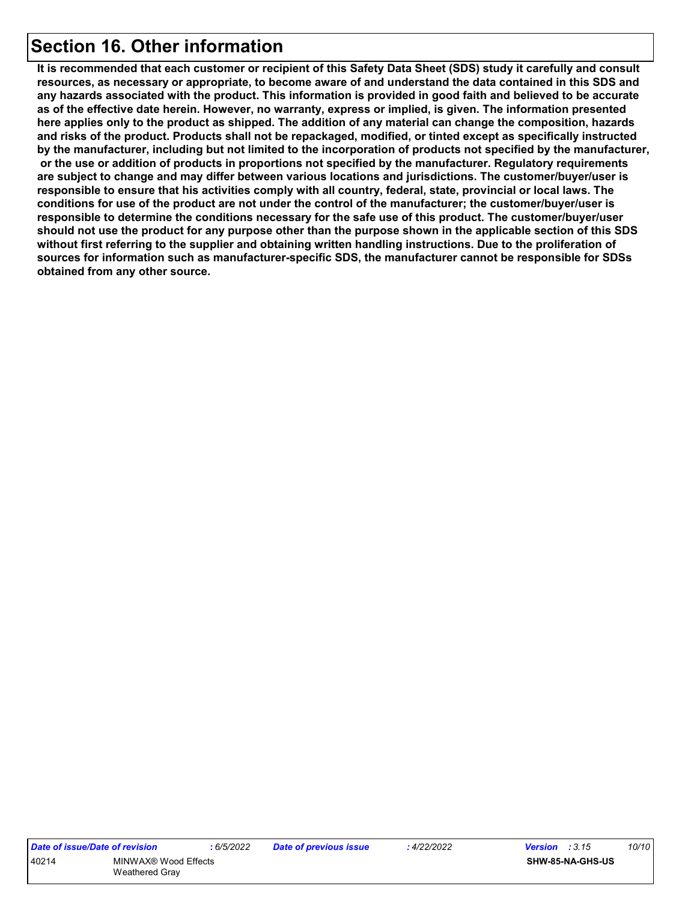## Section 16. Other information

**It is recommended that each customer or recipient of this Safety Data Sheet (SDS) study it carefully and consult resources, as necessary or appropriate, to become aware of and understand the data contained in this SDS and any hazards associated with the product. This information is provided in good faith and believed to be accurate as of the effective date herein. However, no warranty, express or implied, is given. The information presented here applies only to the product as shipped. The addition of any material can change the composition, hazards and risks of the product. Products shall not be repackaged, modified, or tinted except as specifically instructed by the manufacturer, including but not limited to the incorporation of products not specified by the manufacturer, or the use or addition of products in proportions not specified by the manufacturer. Regulatory requirements are subject to change and may differ between various locations and jurisdictions. The customer/buyer/user is responsible to ensure that his activities comply with all country, federal, state, provincial or local laws. The conditions for use of the product are not under the control of the manufacturer; the customer/buyer/user is responsible to determine the conditions necessary for the safe use of this product. The customer/buyer/user should not use the product for any purpose other than the purpose shown in the applicable section of this SDS without first referring to the supplier and obtaining written handling instructions. Due to the proliferation of sources for information such as manufacturer-specific SDS, the manufacturer cannot be responsible for SDSs obtained from any other source.**